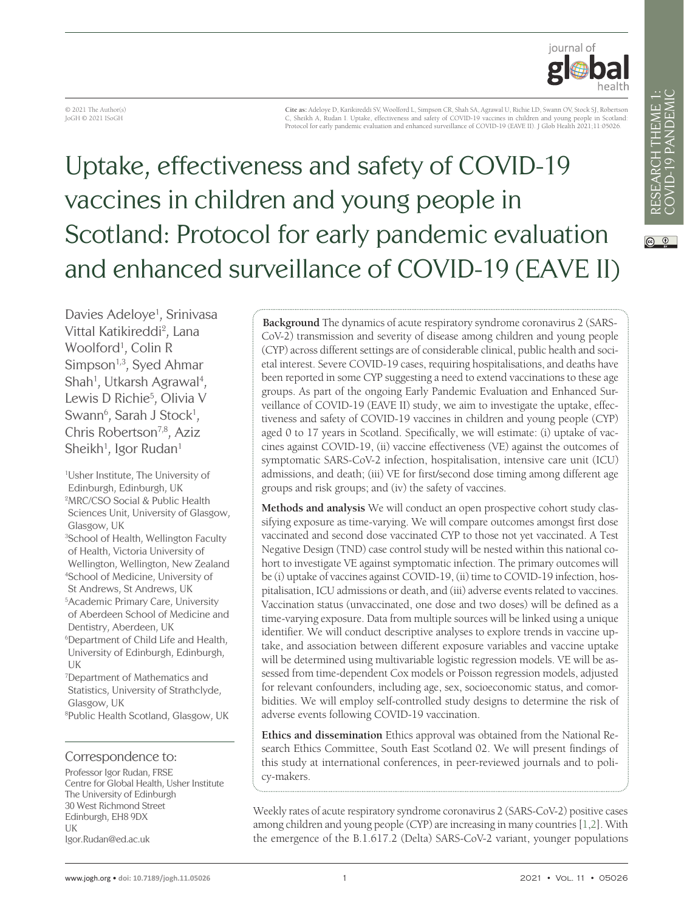© 2021 The Author(s)
JoGH © 2021 ISoGH

**Cite as:** Adeloye D, Katikireddi SV, Woolford L, Simpson CR, Shah SA, Agrawal U, Richie LD, Swann OV, Stock SJ, Robertson C, Sheikh A, Rudan I. Uptake, effectiveness and safety of COVID-19 vaccines in children and young people in Scotland: Protocol for early pandemic evaluation and enhanced surveillance of COVID-19 (EAVE II). J Glob Health 2021;11:05026.

# Uptake, effectiveness and safety of COVID-19 vaccines in children and young people in Scotland: Protocol for early pandemic evaluation and enhanced surveillance of COVID-19 (EAVE II)

Davies Adeloye[1], Srinivasa Vittal Katikireddi[2], Lana Woolford[1], Colin R Simpson[1,3], Syed Ahmar Shah[1], Utkarsh Agrawal[4], Lewis D Richie[5], Olivia V Swann[6], Sarah J Stock[1], Chris Robertson[7,8], Aziz Sheikh[1], Igor Rudan[1]

[1]Usher Institute, The University of Edinburgh, Edinburgh, UK
[2]MRC/CSO Social & Public Health Sciences Unit, University of Glasgow, Glasgow, UK
[3]School of Health, Wellington Faculty of Health, Victoria University of Wellington, Wellington, New Zealand
[4]School of Medicine, University of St Andrews, St Andrews, UK
[5]Academic Primary Care, University of Aberdeen School of Medicine and Dentistry, Aberdeen, UK
[6]Department of Child Life and Health, University of Edinburgh, Edinburgh, UK
[7]Department of Mathematics and Statistics, University of Strathclyde, Glasgow, UK
[8]Public Health Scotland, Glasgow, UK

## Correspondence to:

Professor Igor Rudan, FRSE
Centre for Global Health, Usher Institute
The University of Edinburgh
30 West Richmond Street
Edinburgh, EH8 9DX
UK
Igor.Rudan@ed.ac.uk

**Background** The dynamics of acute respiratory syndrome coronavirus 2 (SARS-CoV-2) transmission and severity of disease among children and young people (CYP) across different settings are of considerable clinical, public health and societal interest. Severe COVID-19 cases, requiring hospitalisations, and deaths have been reported in some CYP suggesting a need to extend vaccinations to these age groups. As part of the ongoing Early Pandemic Evaluation and Enhanced Surveillance of COVID-19 (EAVE II) study, we aim to investigate the uptake, effectiveness and safety of COVID-19 vaccines in children and young people (CYP) aged 0 to 17 years in Scotland. Specifically, we will estimate: (i) uptake of vaccines against COVID-19, (ii) vaccine effectiveness (VE) against the outcomes of symptomatic SARS-CoV-2 infection, hospitalisation, intensive care unit (ICU) admissions, and death; (iii) VE for first/second dose timing among different age groups and risk groups; and (iv) the safety of vaccines.

**Methods and analysis** We will conduct an open prospective cohort study classifying exposure as time-varying. We will compare outcomes amongst first dose vaccinated and second dose vaccinated CYP to those not yet vaccinated. A Test Negative Design (TND) case control study will be nested within this national cohort to investigate VE against symptomatic infection. The primary outcomes will be (i) uptake of vaccines against COVID-19, (ii) time to COVID-19 infection, hospitalisation, ICU admissions or death, and (iii) adverse events related to vaccines. Vaccination status (unvaccinated, one dose and two doses) will be defined as a time-varying exposure. Data from multiple sources will be linked using a unique identifier. We will conduct descriptive analyses to explore trends in vaccine uptake, and association between different exposure variables and vaccine uptake will be determined using multivariable logistic regression models. VE will be assessed from time-dependent Cox models or Poisson regression models, adjusted for relevant confounders, including age, sex, socioeconomic status, and comorbidities. We will employ self-controlled study designs to determine the risk of adverse events following COVID-19 vaccination.

**Ethics and dissemination** Ethics approval was obtained from the National Research Ethics Committee, South East Scotland 02. We will present findings of this study at international conferences, in peer-reviewed journals and to policy-makers.

Weekly rates of acute respiratory syndrome coronavirus 2 (SARS-CoV-2) positive cases among children and young people (CYP) are increasing in many countries [1,2]. With the emergence of the B.1.617.2 (Delta) SARS-CoV-2 variant, younger populations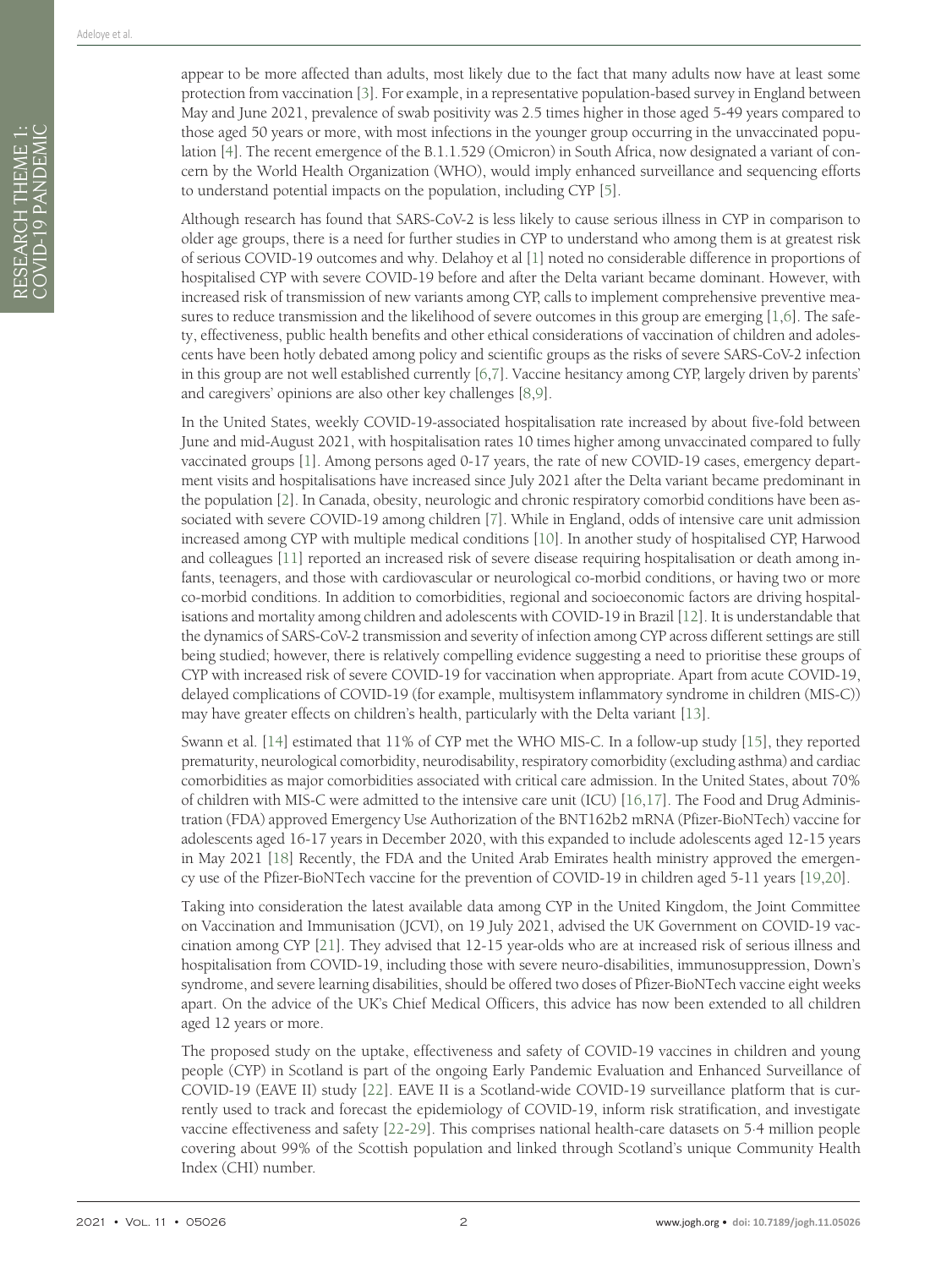appear to be more affected than adults, most likely due to the fact that many adults now have at least some protection from vaccination [3]. For example, in a representative population-based survey in England between May and June 2021, prevalence of swab positivity was 2.5 times higher in those aged 5-49 years compared to those aged 50 years or more, with most infections in the younger group occurring in the unvaccinated population [4]. The recent emergence of the B.1.1.529 (Omicron) in South Africa, now designated a variant of concern by the World Health Organization (WHO), would imply enhanced surveillance and sequencing efforts to understand potential impacts on the population, including CYP [5].

Although research has found that SARS-CoV-2 is less likely to cause serious illness in CYP in comparison to older age groups, there is a need for further studies in CYP to understand who among them is at greatest risk of serious COVID-19 outcomes and why. Delahoy et al [1] noted no considerable difference in proportions of hospitalised CYP with severe COVID-19 before and after the Delta variant became dominant. However, with increased risk of transmission of new variants among CYP, calls to implement comprehensive preventive measures to reduce transmission and the likelihood of severe outcomes in this group are emerging [1,6]. The safety, effectiveness, public health benefits and other ethical considerations of vaccination of children and adolescents have been hotly debated among policy and scientific groups as the risks of severe SARS-CoV-2 infection in this group are not well established currently [6,7]. Vaccine hesitancy among CYP, largely driven by parents' and caregivers' opinions are also other key challenges [8,9].

In the United States, weekly COVID-19-associated hospitalisation rate increased by about five-fold between June and mid-August 2021, with hospitalisation rates 10 times higher among unvaccinated compared to fully vaccinated groups [1]. Among persons aged 0-17 years, the rate of new COVID-19 cases, emergency department visits and hospitalisations have increased since July 2021 after the Delta variant became predominant in the population [2]. In Canada, obesity, neurologic and chronic respiratory comorbid conditions have been associated with severe COVID-19 among children [7]. While in England, odds of intensive care unit admission increased among CYP with multiple medical conditions [10]. In another study of hospitalised CYP, Harwood and colleagues [11] reported an increased risk of severe disease requiring hospitalisation or death among infants, teenagers, and those with cardiovascular or neurological co-morbid conditions, or having two or more co-morbid conditions. In addition to comorbidities, regional and socioeconomic factors are driving hospitalisations and mortality among children and adolescents with COVID-19 in Brazil [12]. It is understandable that the dynamics of SARS-CoV-2 transmission and severity of infection among CYP across different settings are still being studied; however, there is relatively compelling evidence suggesting a need to prioritise these groups of CYP with increased risk of severe COVID-19 for vaccination when appropriate. Apart from acute COVID-19, delayed complications of COVID-19 (for example, multisystem inflammatory syndrome in children (MIS-C)) may have greater effects on children's health, particularly with the Delta variant [13].

Swann et al. [14] estimated that 11% of CYP met the WHO MIS-C. In a follow-up study [15], they reported prematurity, neurological comorbidity, neurodisability, respiratory comorbidity (excluding asthma) and cardiac comorbidities as major comorbidities associated with critical care admission. In the United States, about 70% of children with MIS-C were admitted to the intensive care unit (ICU) [16,17]. The Food and Drug Administration (FDA) approved Emergency Use Authorization of the BNT162b2 mRNA (Pfizer-BioNTech) vaccine for adolescents aged 16-17 years in December 2020, with this expanded to include adolescents aged 12-15 years in May 2021 [18] Recently, the FDA and the United Arab Emirates health ministry approved the emergency use of the Pfizer-BioNTech vaccine for the prevention of COVID-19 in children aged 5-11 years [19,20].

Taking into consideration the latest available data among CYP in the United Kingdom, the Joint Committee on Vaccination and Immunisation (JCVI), on 19 July 2021, advised the UK Government on COVID-19 vaccination among CYP [21]. They advised that 12-15 year-olds who are at increased risk of serious illness and hospitalisation from COVID-19, including those with severe neuro-disabilities, immunosuppression, Down's syndrome, and severe learning disabilities, should be offered two doses of Pfizer-BioNTech vaccine eight weeks apart. On the advice of the UK's Chief Medical Officers, this advice has now been extended to all children aged 12 years or more.

The proposed study on the uptake, effectiveness and safety of COVID-19 vaccines in children and young people (CYP) in Scotland is part of the ongoing Early Pandemic Evaluation and Enhanced Surveillance of COVID-19 (EAVE II) study [22]. EAVE II is a Scotland-wide COVID-19 surveillance platform that is currently used to track and forecast the epidemiology of COVID-19, inform risk stratification, and investigate vaccine effectiveness and safety [22-29]. This comprises national health-care datasets on 5·4 million people covering about 99% of the Scottish population and linked through Scotland's unique Community Health Index (CHI) number.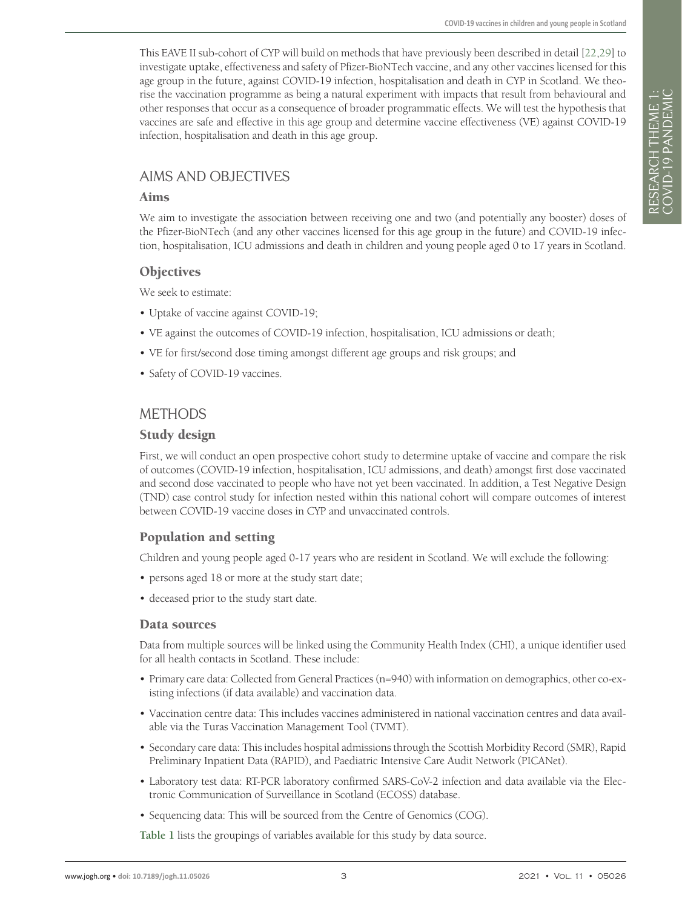This EAVE II sub-cohort of CYP will build on methods that have previously been described in detail [22,29] to investigate uptake, effectiveness and safety of Pfizer-BioNTech vaccine, and any other vaccines licensed for this age group in the future, against COVID-19 infection, hospitalisation and death in CYP in Scotland. We theorise the vaccination programme as being a natural experiment with impacts that result from behavioural and other responses that occur as a consequence of broader programmatic effects. We will test the hypothesis that vaccines are safe and effective in this age group and determine vaccine effectiveness (VE) against COVID-19 infection, hospitalisation and death in this age group.

## AIMS AND OBJECTIVES

### Aims

We aim to investigate the association between receiving one and two (and potentially any booster) doses of the Pfizer-BioNTech (and any other vaccines licensed for this age group in the future) and COVID-19 infection, hospitalisation, ICU admissions and death in children and young people aged 0 to 17 years in Scotland.

### Objectives

We seek to estimate:

- Uptake of vaccine against COVID-19;
- VE against the outcomes of COVID-19 infection, hospitalisation, ICU admissions or death;
- VE for first/second dose timing amongst different age groups and risk groups; and
- Safety of COVID-19 vaccines.

## METHODS

### Study design

First, we will conduct an open prospective cohort study to determine uptake of vaccine and compare the risk of outcomes (COVID-19 infection, hospitalisation, ICU admissions, and death) amongst first dose vaccinated and second dose vaccinated to people who have not yet been vaccinated. In addition, a Test Negative Design (TND) case control study for infection nested within this national cohort will compare outcomes of interest between COVID-19 vaccine doses in CYP and unvaccinated controls.

### Population and setting

Children and young people aged 0-17 years who are resident in Scotland. We will exclude the following:

- persons aged 18 or more at the study start date;
- deceased prior to the study start date.

### Data sources

Data from multiple sources will be linked using the Community Health Index (CHI), a unique identifier used for all health contacts in Scotland. These include:

- Primary care data: Collected from General Practices (n=940) with information on demographics, other co-existing infections (if data available) and vaccination data.
- Vaccination centre data: This includes vaccines administered in national vaccination centres and data available via the Turas Vaccination Management Tool (TVMT).
- Secondary care data: This includes hospital admissions through the Scottish Morbidity Record (SMR), Rapid Preliminary Inpatient Data (RAPID), and Paediatric Intensive Care Audit Network (PICANet).
- Laboratory test data: RT-PCR laboratory confirmed SARS-CoV-2 infection and data available via the Electronic Communication of Surveillance in Scotland (ECOSS) database.
- Sequencing data: This will be sourced from the Centre of Genomics (COG).

**Table 1** lists the groupings of variables available for this study by data source.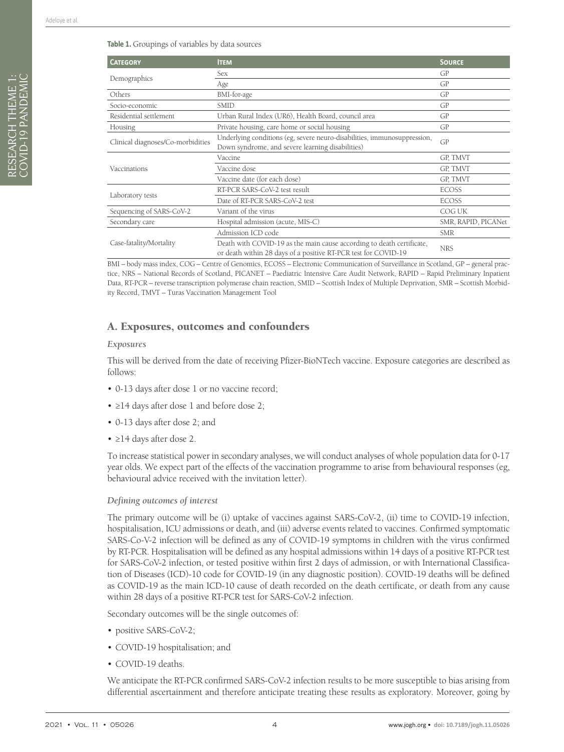**Table 1.** Groupings of variables by data sources

| Category | Item | Source |
|---|---|---|
| Demographics | Sex | GP |
| | Age | GP |
| Others | BMI-for-age | GP |
| Socio-economic | SMID | GP |
| Residential settlement | Urban Rural Index (UR6), Health Board, council area | GP |
| Housing | Private housing, care home or social housing | GP |
| Clinical diagnoses/Co-morbidities | Underlying conditions (eg, severe neuro-disabilities, immunosuppression, Down syndrome, and severe learning disabilities) | GP |
| Vaccinations | Vaccine | GP, TMVT |
| | Vaccine dose | GP, TMVT |
| | Vaccine date (for each dose) | GP, TMVT |
| Laboratory tests | RT-PCR SARS-CoV-2 test result | ECOSS |
| | Date of RT-PCR SARS-CoV-2 test | ECOSS |
| Sequencing of SARS-CoV-2 | Variant of the virus | COG UK |
| Secondary care | Hospital admission (acute, MIS-C) | SMR, RAPID, PICANet |
| Case-fatality/Mortality | Admission ICD code | SMR |
| | Death with COVID-19 as the main cause according to death certificate, or death within 28 days of a positive RT-PCR test for COVID-19 | NRS |

BMI – body mass index, COG – Centre of Genomics, ECOSS – Electronic Communication of Surveillance in Scotland, GP – general practice, NRS – National Records of Scotland, PICANET – Paediatric Intensive Care Audit Network, RAPID – Rapid Preliminary Inpatient Data, RT-PCR – reverse transcription polymerase chain reaction, SMID – Scottish Index of Multiple Deprivation, SMR – Scottish Morbidity Record, TMVT – Turas Vaccination Management Tool

## A. Exposures, outcomes and confounders

### *Exposures*

This will be derived from the date of receiving Pfizer-BioNTech vaccine. Exposure categories are described as follows:

- 0-13 days after dose 1 or no vaccine record;
- ≥14 days after dose 1 and before dose 2;
- 0-13 days after dose 2; and
- ≥14 days after dose 2.

To increase statistical power in secondary analyses, we will conduct analyses of whole population data for 0-17 year olds. We expect part of the effects of the vaccination programme to arise from behavioural responses (eg, behavioural advice received with the invitation letter).

### *Defining outcomes of interest*

The primary outcome will be (i) uptake of vaccines against SARS-CoV-2, (ii) time to COVID-19 infection, hospitalisation, ICU admissions or death, and (iii) adverse events related to vaccines. Confirmed symptomatic SARS-Co-V-2 infection will be defined as any of COVID-19 symptoms in children with the virus confirmed by RT-PCR. Hospitalisation will be defined as any hospital admissions within 14 days of a positive RT-PCR test for SARS-CoV-2 infection, or tested positive within first 2 days of admission, or with International Classification of Diseases (ICD)-10 code for COVID-19 (in any diagnostic position). COVID-19 deaths will be defined as COVID-19 as the main ICD-10 cause of death recorded on the death certificate, or death from any cause within 28 days of a positive RT-PCR test for SARS-CoV-2 infection.

Secondary outcomes will be the single outcomes of:

- positive SARS-CoV-2;
- COVID-19 hospitalisation; and
- COVID-19 deaths.

We anticipate the RT-PCR confirmed SARS-CoV-2 infection results to be more susceptible to bias arising from differential ascertainment and therefore anticipate treating these results as exploratory. Moreover, going by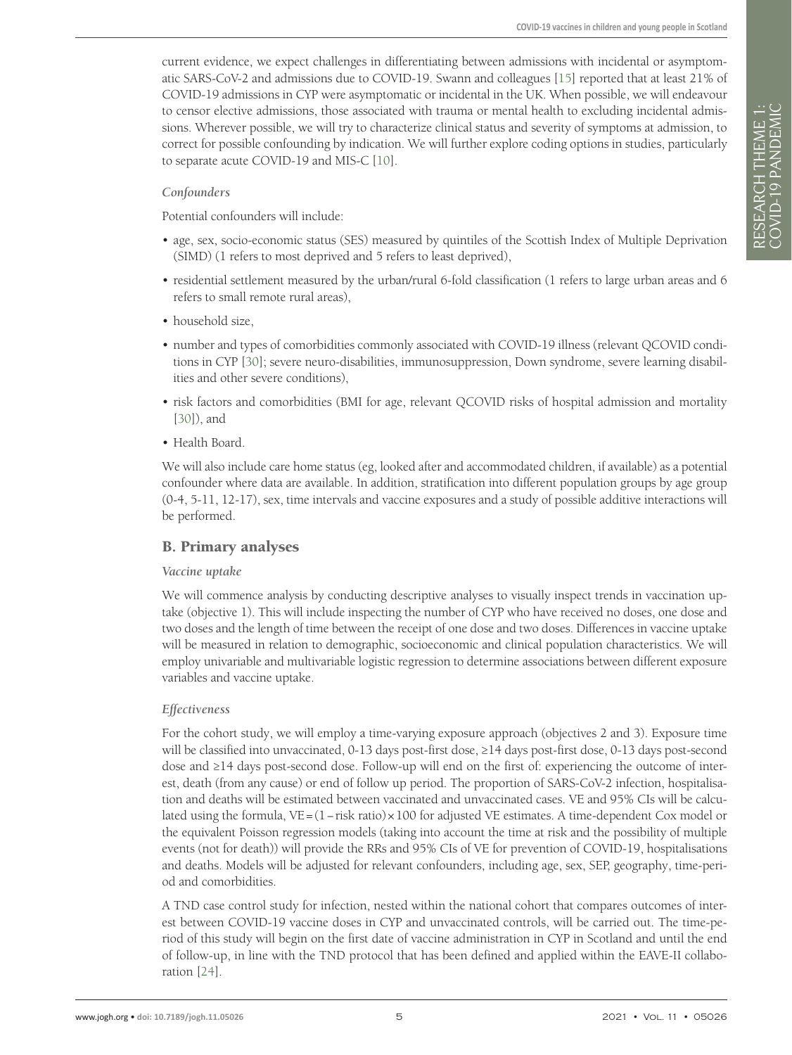current evidence, we expect challenges in differentiating between admissions with incidental or asymptomatic SARS-CoV-2 and admissions due to COVID-19. Swann and colleagues [15] reported that at least 21% of COVID-19 admissions in CYP were asymptomatic or incidental in the UK. When possible, we will endeavour to censor elective admissions, those associated with trauma or mental health to excluding incidental admissions. Wherever possible, we will try to characterize clinical status and severity of symptoms at admission, to correct for possible confounding by indication. We will further explore coding options in studies, particularly to separate acute COVID-19 and MIS-C [10].

### *Confounders*

Potential confounders will include:

- age, sex, socio-economic status (SES) measured by quintiles of the Scottish Index of Multiple Deprivation (SIMD) (1 refers to most deprived and 5 refers to least deprived),
- residential settlement measured by the urban/rural 6-fold classification (1 refers to large urban areas and 6 refers to small remote rural areas),
- household size,
- number and types of comorbidities commonly associated with COVID-19 illness (relevant QCOVID conditions in CYP [30]; severe neuro-disabilities, immunosuppression, Down syndrome, severe learning disabilities and other severe conditions),
- risk factors and comorbidities (BMI for age, relevant QCOVID risks of hospital admission and mortality [30]), and
- Health Board.

We will also include care home status (eg, looked after and accommodated children, if available) as a potential confounder where data are available. In addition, stratification into different population groups by age group (0-4, 5-11, 12-17), sex, time intervals and vaccine exposures and a study of possible additive interactions will be performed.

## B. Primary analyses

### *Vaccine uptake*

We will commence analysis by conducting descriptive analyses to visually inspect trends in vaccination uptake (objective 1). This will include inspecting the number of CYP who have received no doses, one dose and two doses and the length of time between the receipt of one dose and two doses. Differences in vaccine uptake will be measured in relation to demographic, socioeconomic and clinical population characteristics. We will employ univariable and multivariable logistic regression to determine associations between different exposure variables and vaccine uptake.

### *Effectiveness*

For the cohort study, we will employ a time-varying exposure approach (objectives 2 and 3). Exposure time will be classified into unvaccinated, 0-13 days post-first dose, ≥14 days post-first dose, 0-13 days post-second dose and ≥14 days post-second dose. Follow-up will end on the first of: experiencing the outcome of interest, death (from any cause) or end of follow up period. The proportion of SARS-CoV-2 infection, hospitalisation and deaths will be estimated between vaccinated and unvaccinated cases. VE and 95% CIs will be calculated using the formula, $VE = (1 - \text{risk ratio}) \times 100$ for adjusted VE estimates. A time-dependent Cox model or the equivalent Poisson regression models (taking into account the time at risk and the possibility of multiple events (not for death)) will provide the RRs and 95% CIs of VE for prevention of COVID-19, hospitalisations and deaths. Models will be adjusted for relevant confounders, including age, sex, SEP, geography, time-period and comorbidities.

A TND case control study for infection, nested within the national cohort that compares outcomes of interest between COVID-19 vaccine doses in CYP and unvaccinated controls, will be carried out. The time-period of this study will begin on the first date of vaccine administration in CYP in Scotland and until the end of follow-up, in line with the TND protocol that has been defined and applied within the EAVE-II collaboration [24].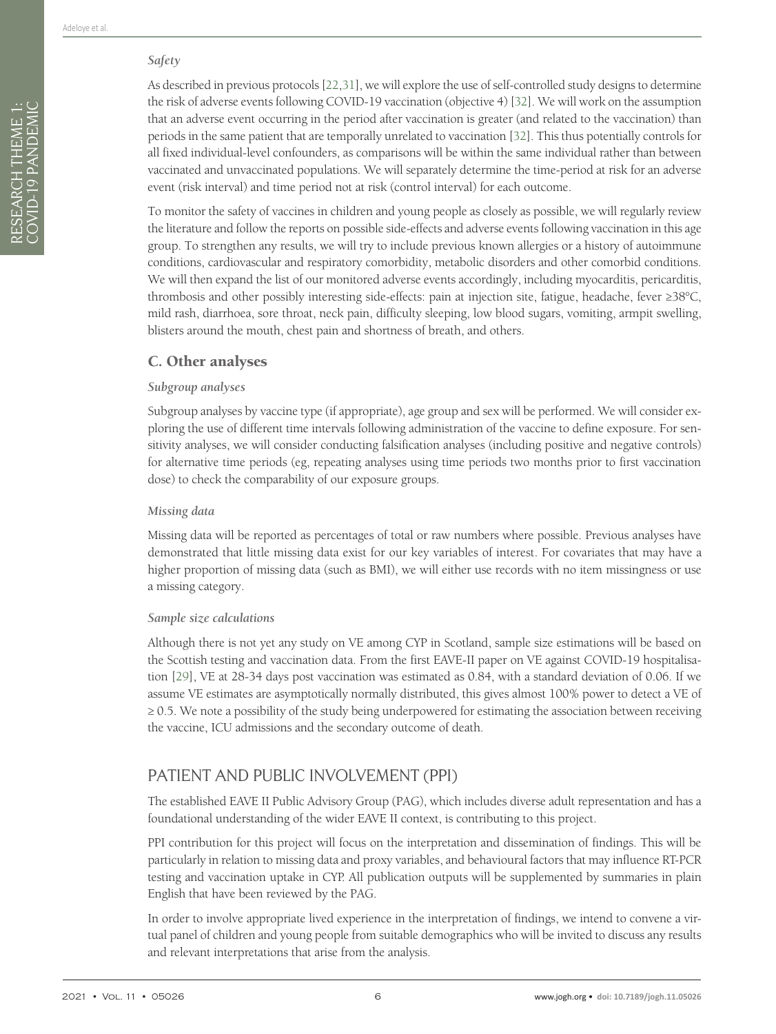### *Safety*

As described in previous protocols [22,31], we will explore the use of self-controlled study designs to determine the risk of adverse events following COVID-19 vaccination (objective 4) [32]. We will work on the assumption that an adverse event occurring in the period after vaccination is greater (and related to the vaccination) than periods in the same patient that are temporally unrelated to vaccination [32]. This thus potentially controls for all fixed individual-level confounders, as comparisons will be within the same individual rather than between vaccinated and unvaccinated populations. We will separately determine the time-period at risk for an adverse event (risk interval) and time period not at risk (control interval) for each outcome.

To monitor the safety of vaccines in children and young people as closely as possible, we will regularly review the literature and follow the reports on possible side-effects and adverse events following vaccination in this age group. To strengthen any results, we will try to include previous known allergies or a history of autoimmune conditions, cardiovascular and respiratory comorbidity, metabolic disorders and other comorbid conditions. We will then expand the list of our monitored adverse events accordingly, including myocarditis, pericarditis, thrombosis and other possibly interesting side-effects: pain at injection site, fatigue, headache, fever ≥38°C, mild rash, diarrhoea, sore throat, neck pain, difficulty sleeping, low blood sugars, vomiting, armpit swelling, blisters around the mouth, chest pain and shortness of breath, and others.

## C. Other analyses

### *Subgroup analyses*

Subgroup analyses by vaccine type (if appropriate), age group and sex will be performed. We will consider exploring the use of different time intervals following administration of the vaccine to define exposure. For sensitivity analyses, we will consider conducting falsification analyses (including positive and negative controls) for alternative time periods (eg, repeating analyses using time periods two months prior to first vaccination dose) to check the comparability of our exposure groups.

### *Missing data*

Missing data will be reported as percentages of total or raw numbers where possible. Previous analyses have demonstrated that little missing data exist for our key variables of interest. For covariates that may have a higher proportion of missing data (such as BMI), we will either use records with no item missingness or use a missing category.

### *Sample size calculations*

Although there is not yet any study on VE among CYP in Scotland, sample size estimations will be based on the Scottish testing and vaccination data. From the first EAVE-II paper on VE against COVID-19 hospitalisation [29], VE at 28-34 days post vaccination was estimated as 0.84, with a standard deviation of 0.06. If we assume VE estimates are asymptotically normally distributed, this gives almost 100% power to detect a VE of ≥ 0.5. We note a possibility of the study being underpowered for estimating the association between receiving the vaccine, ICU admissions and the secondary outcome of death.

## PATIENT AND PUBLIC INVOLVEMENT (PPI)

The established EAVE II Public Advisory Group (PAG), which includes diverse adult representation and has a foundational understanding of the wider EAVE II context, is contributing to this project.

PPI contribution for this project will focus on the interpretation and dissemination of findings. This will be particularly in relation to missing data and proxy variables, and behavioural factors that may influence RT-PCR testing and vaccination uptake in CYP. All publication outputs will be supplemented by summaries in plain English that have been reviewed by the PAG.

In order to involve appropriate lived experience in the interpretation of findings, we intend to convene a virtual panel of children and young people from suitable demographics who will be invited to discuss any results and relevant interpretations that arise from the analysis.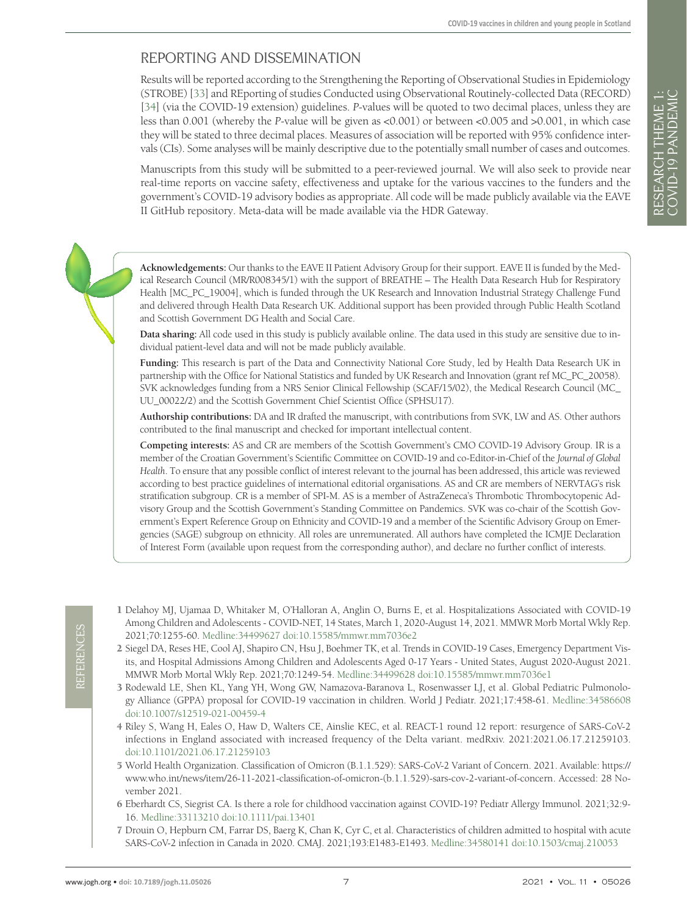## REPORTING AND DISSEMINATION

Results will be reported according to the Strengthening the Reporting of Observational Studies in Epidemiology (STROBE) [33] and REporting of studies Conducted using Observational Routinely-collected Data (RECORD) [34] (via the COVID-19 extension) guidelines. *P*-values will be quoted to two decimal places, unless they are less than 0.001 (whereby the *P*-value will be given as <0.001) or between <0.005 and >0.001, in which case they will be stated to three decimal places. Measures of association will be reported with 95% confidence intervals (CIs). Some analyses will be mainly descriptive due to the potentially small number of cases and outcomes.

Manuscripts from this study will be submitted to a peer-reviewed journal. We will also seek to provide near real-time reports on vaccine safety, effectiveness and uptake for the various vaccines to the funders and the government's COVID-19 advisory bodies as appropriate. All code will be made publicly available via the EAVE II GitHub repository. Meta-data will be made available via the HDR Gateway.

**Acknowledgements:** Our thanks to the EAVE II Patient Advisory Group for their support. EAVE II is funded by the Medical Research Council (MR/R008345/1) with the support of BREATHE – The Health Data Research Hub for Respiratory Health [MC_PC_19004], which is funded through the UK Research and Innovation Industrial Strategy Challenge Fund and delivered through Health Data Research UK. Additional support has been provided through Public Health Scotland and Scottish Government DG Health and Social Care.

**Data sharing:** All code used in this study is publicly available online. The data used in this study are sensitive due to individual patient-level data and will not be made publicly available.

**Funding:** This research is part of the Data and Connectivity National Core Study, led by Health Data Research UK in partnership with the Office for National Statistics and funded by UK Research and Innovation (grant ref MC_PC_20058). SVK acknowledges funding from a NRS Senior Clinical Fellowship (SCAF/15/02), the Medical Research Council (MC_UU_00022/2) and the Scottish Government Chief Scientist Office (SPHSU17).

**Authorship contributions:** DA and IR drafted the manuscript, with contributions from SVK, LW and AS. Other authors contributed to the final manuscript and checked for important intellectual content.

**Competing interests:** AS and CR are members of the Scottish Government's CMO COVID-19 Advisory Group. IR is a member of the Croatian Government's Scientific Committee on COVID-19 and co-Editor-in-Chief of the *Journal of Global Health*. To ensure that any possible conflict of interest relevant to the journal has been addressed, this article was reviewed according to best practice guidelines of international editorial organisations. AS and CR are members of NERVTAG's risk stratification subgroup. CR is a member of SPI-M. AS is a member of AstraZeneca's Thrombotic Thrombocytopenic Advisory Group and the Scottish Government's Standing Committee on Pandemics. SVK was co-chair of the Scottish Government's Expert Reference Group on Ethnicity and COVID-19 and a member of the Scientific Advisory Group on Emergencies (SAGE) subgroup on ethnicity. All roles are unremunerated. All authors have completed the ICMJE Declaration of Interest Form (available upon request from the corresponding author), and declare no further conflict of interests.

## REFERENCES

1 Delahoy MJ, Ujamaa D, Whitaker M, O'Halloran A, Anglin O, Burns E, et al. Hospitalizations Associated with COVID-19 Among Children and Adolescents - COVID-NET, 14 States, March 1, 2020-August 14, 2021. MMWR Morb Mortal Wkly Rep. 2021;70:1255-60. Medline:34499627 doi:10.15585/mmwr.mm7036e2

2 Siegel DA, Reses HE, Cool AJ, Shapiro CN, Hsu J, Boehmer TK, et al. Trends in COVID-19 Cases, Emergency Department Visits, and Hospital Admissions Among Children and Adolescents Aged 0-17 Years - United States, August 2020-August 2021. MMWR Morb Mortal Wkly Rep. 2021;70:1249-54. Medline:34499628 doi:10.15585/mmwr.mm7036e1

3 Rodewald LE, Shen KL, Yang YH, Wong GW, Namazova-Baranova L, Rosenwasser LJ, et al. Global Pediatric Pulmonology Alliance (GPPA) proposal for COVID-19 vaccination in children. World J Pediatr. 2021;17:458-61. Medline:34586608 doi:10.1007/s12519-021-00459-4

4 Riley S, Wang H, Eales O, Haw D, Walters CE, Ainslie KEC, et al. REACT-1 round 12 report: resurgence of SARS-CoV-2 infections in England associated with increased frequency of the Delta variant. medRxiv. 2021:2021.06.17.21259103. doi:10.1101/2021.06.17.21259103

5 World Health Organization. Classification of Omicron (B.1.1.529): SARS-CoV-2 Variant of Concern. 2021. Available: https://www.who.int/news/item/26-11-2021-classification-of-omicron-(b.1.1.529)-sars-cov-2-variant-of-concern. Accessed: 28 November 2021.

6 Eberhardt CS, Siegrist CA. Is there a role for childhood vaccination against COVID-19? Pediatr Allergy Immunol. 2021;32:9-16. Medline:33113210 doi:10.1111/pai.13401

7 Drouin O, Hepburn CM, Farrar DS, Baerg K, Chan K, Cyr C, et al. Characteristics of children admitted to hospital with acute SARS-CoV-2 infection in Canada in 2020. CMAJ. 2021;193:E1483-E1493. Medline:34580141 doi:10.1503/cmaj.210053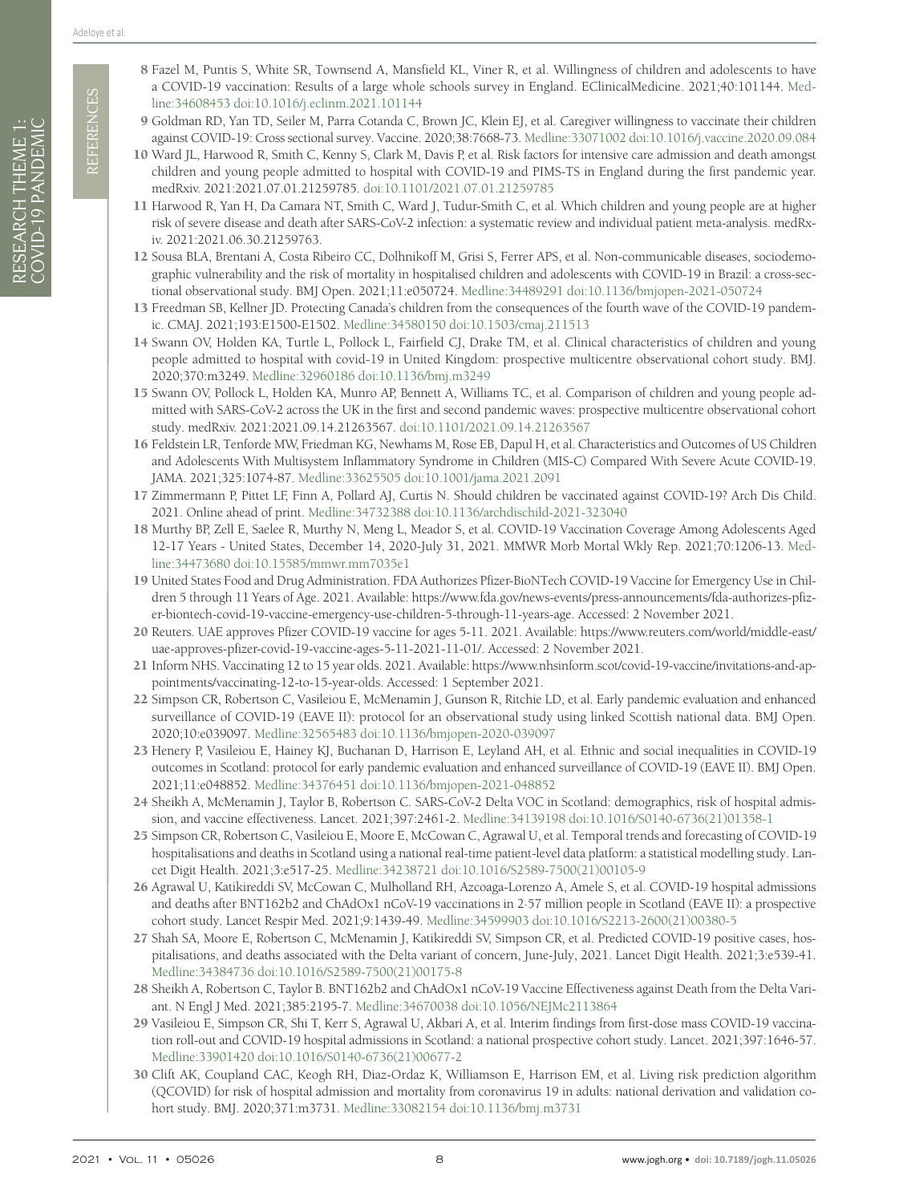8. Fazel M, Puntis S, White SR, Townsend A, Mansfield KL, Viner R, et al. Willingness of children and adolescents to have a COVID-19 vaccination: Results of a large whole schools survey in England. EClinicalMedicine. 2021;40:101144. Medline:34608453 doi:10.1016/j.eclinm.2021.101144
9. Goldman RD, Yan TD, Seiler M, Parra Cotanda C, Brown JC, Klein EJ, et al. Caregiver willingness to vaccinate their children against COVID-19: Cross sectional survey. Vaccine. 2020;38:7668-73. Medline:33071002 doi:10.1016/j.vaccine.2020.09.084
10. Ward JL, Harwood R, Smith C, Kenny S, Clark M, Davis P, et al. Risk factors for intensive care admission and death amongst children and young people admitted to hospital with COVID-19 and PIMS-TS in England during the first pandemic year. medRxiv. 2021:2021.07.01.21259785. doi:10.1101/2021.07.01.21259785
11. Harwood R, Yan H, Da Camara NT, Smith C, Ward J, Tudur-Smith C, et al. Which children and young people are at higher risk of severe disease and death after SARS-CoV-2 infection: a systematic review and individual patient meta-analysis. medRxiv. 2021:2021.06.30.21259763.
12. Sousa BLA, Brentani A, Costa Ribeiro CC, Dolhnikoff M, Grisi S, Ferrer APS, et al. Non-communicable diseases, sociodemographic vulnerability and the risk of mortality in hospitalised children and adolescents with COVID-19 in Brazil: a cross-sectional observational study. BMJ Open. 2021;11:e050724. Medline:34489291 doi:10.1136/bmjopen-2021-050724
13. Freedman SB, Kellner JD. Protecting Canada's children from the consequences of the fourth wave of the COVID-19 pandemic. CMAJ. 2021;193:E1500-E1502. Medline:34580150 doi:10.1503/cmaj.211513
14. Swann OV, Holden KA, Turtle L, Pollock L, Fairfield CJ, Drake TM, et al. Clinical characteristics of children and young people admitted to hospital with covid-19 in United Kingdom: prospective multicentre observational cohort study. BMJ. 2020;370:m3249. Medline:32960186 doi:10.1136/bmj.m3249
15. Swann OV, Pollock L, Holden KA, Munro AP, Bennett A, Williams TC, et al. Comparison of children and young people admitted with SARS-CoV-2 across the UK in the first and second pandemic waves: prospective multicentre observational cohort study. medRxiv. 2021:2021.09.14.21263567. doi:10.1101/2021.09.14.21263567
16. Feldstein LR, Tenforde MW, Friedman KG, Newhams M, Rose EB, Dapul H, et al. Characteristics and Outcomes of US Children and Adolescents With Multisystem Inflammatory Syndrome in Children (MIS-C) Compared With Severe Acute COVID-19. JAMA. 2021;325:1074-87. Medline:33625505 doi:10.1001/jama.2021.2091
17. Zimmermann P, Pittet LF, Finn A, Pollard AJ, Curtis N. Should children be vaccinated against COVID-19? Arch Dis Child. 2021. Online ahead of print. Medline:34732388 doi:10.1136/archdischild-2021-323040
18. Murthy BP, Zell E, Saelee R, Murthy N, Meng L, Meador S, et al. COVID-19 Vaccination Coverage Among Adolescents Aged 12-17 Years - United States, December 14, 2020-July 31, 2021. MMWR Morb Mortal Wkly Rep. 2021;70:1206-13. Medline:34473680 doi:10.15585/mmwr.mm7035e1
19. United States Food and Drug Administration. FDA Authorizes Pfizer-BioNTech COVID-19 Vaccine for Emergency Use in Children 5 through 11 Years of Age. 2021. Available: https://www.fda.gov/news-events/press-announcements/fda-authorizes-pfizer-biontech-covid-19-vaccine-emergency-use-children-5-through-11-years-age. Accessed: 2 November 2021.
20. Reuters. UAE approves Pfizer COVID-19 vaccine for ages 5-11. 2021. Available: https://www.reuters.com/world/middle-east/uae-approves-pfizer-covid-19-vaccine-ages-5-11-2021-11-01/. Accessed: 2 November 2021.
21. Inform NHS. Vaccinating 12 to 15 year olds. 2021. Available: https://www.nhsinform.scot/covid-19-vaccine/invitations-and-appointments/vaccinating-12-to-15-year-olds. Accessed: 1 September 2021.
22. Simpson CR, Robertson C, Vasileiou E, McMenamin J, Gunson R, Ritchie LD, et al. Early pandemic evaluation and enhanced surveillance of COVID-19 (EAVE II): protocol for an observational study using linked Scottish national data. BMJ Open. 2020;10:e039097. Medline:32565483 doi:10.1136/bmjopen-2020-039097
23. Henery P, Vasileiou E, Hainey KJ, Buchanan D, Harrison E, Leyland AH, et al. Ethnic and social inequalities in COVID-19 outcomes in Scotland: protocol for early pandemic evaluation and enhanced surveillance of COVID-19 (EAVE II). BMJ Open. 2021;11:e048852. Medline:34376451 doi:10.1136/bmjopen-2021-048852
24. Sheikh A, McMenamin J, Taylor B, Robertson C. SARS-CoV-2 Delta VOC in Scotland: demographics, risk of hospital admission, and vaccine effectiveness. Lancet. 2021;397:2461-2. Medline:34139198 doi:10.1016/S0140-6736(21)01358-1
25. Simpson CR, Robertson C, Vasileiou E, Moore E, McCowan C, Agrawal U, et al. Temporal trends and forecasting of COVID-19 hospitalisations and deaths in Scotland using a national real-time patient-level data platform: a statistical modelling study. Lancet Digit Health. 2021;3:e517-25. Medline:34238721 doi:10.1016/S2589-7500(21)00105-9
26. Agrawal U, Katikireddi SV, McCowan C, Mulholland RH, Azcoaga-Lorenzo A, Amele S, et al. COVID-19 hospital admissions and deaths after BNT162b2 and ChAdOx1 nCoV-19 vaccinations in 2·57 million people in Scotland (EAVE II): a prospective cohort study. Lancet Respir Med. 2021;9:1439-49. Medline:34599903 doi:10.1016/S2213-2600(21)00380-5
27. Shah SA, Moore E, Robertson C, McMenamin J, Katikireddi SV, Simpson CR, et al. Predicted COVID-19 positive cases, hospitalisations, and deaths associated with the Delta variant of concern, June-July, 2021. Lancet Digit Health. 2021;3:e539-41. Medline:34384736 doi:10.1016/S2589-7500(21)00175-8
28. Sheikh A, Robertson C, Taylor B. BNT162b2 and ChAdOx1 nCoV-19 Vaccine Effectiveness against Death from the Delta Variant. N Engl J Med. 2021;385:2195-7. Medline:34670038 doi:10.1056/NEJMc2113864
29. Vasileiou E, Simpson CR, Shi T, Kerr S, Agrawal U, Akbari A, et al. Interim findings from first-dose mass COVID-19 vaccination roll-out and COVID-19 hospital admissions in Scotland: a national prospective cohort study. Lancet. 2021;397:1646-57. Medline:33901420 doi:10.1016/S0140-6736(21)00677-2
30. Clift AK, Coupland CAC, Keogh RH, Diaz-Ordaz K, Williamson E, Harrison EM, et al. Living risk prediction algorithm (QCOVID) for risk of hospital admission and mortality from coronavirus 19 in adults: national derivation and validation cohort study. BMJ. 2020;371:m3731. Medline:33082154 doi:10.1136/bmj.m3731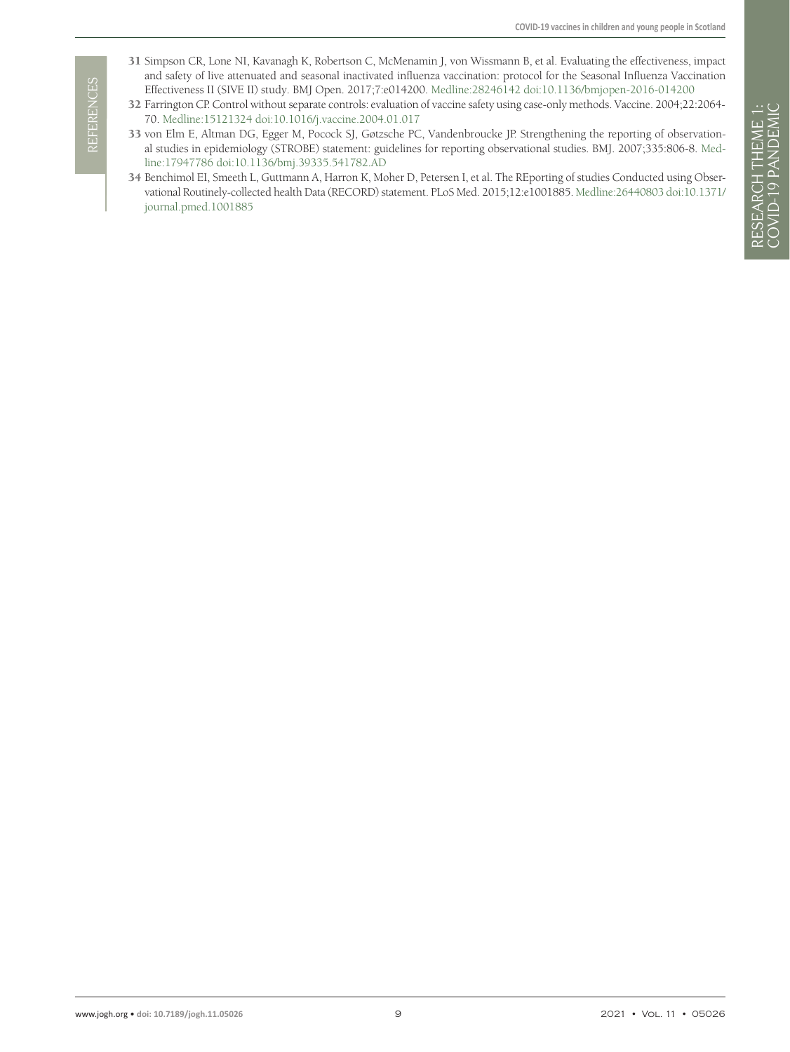31 Simpson CR, Lone NI, Kavanagh K, Robertson C, McMenamin J, von Wissmann B, et al. Evaluating the effectiveness, impact and safety of live attenuated and seasonal inactivated influenza vaccination: protocol for the Seasonal Influenza Vaccination Effectiveness II (SIVE II) study. BMJ Open. 2017;7:e014200. Medline:28246142 doi:10.1136/bmjopen-2016-014200

32 Farrington CP. Control without separate controls: evaluation of vaccine safety using case-only methods. Vaccine. 2004;22:2064-70. Medline:15121324 doi:10.1016/j.vaccine.2004.01.017

33 von Elm E, Altman DG, Egger M, Pocock SJ, Gøtzsche PC, Vandenbroucke JP. Strengthening the reporting of observational studies in epidemiology (STROBE) statement: guidelines for reporting observational studies. BMJ. 2007;335:806-8. Medline:17947786 doi:10.1136/bmj.39335.541782.AD

34 Benchimol EI, Smeeth L, Guttmann A, Harron K, Moher D, Petersen I, et al. The REporting of studies Conducted using Observational Routinely-collected health Data (RECORD) statement. PLoS Med. 2015;12:e1001885. Medline:26440803 doi:10.1371/journal.pmed.1001885